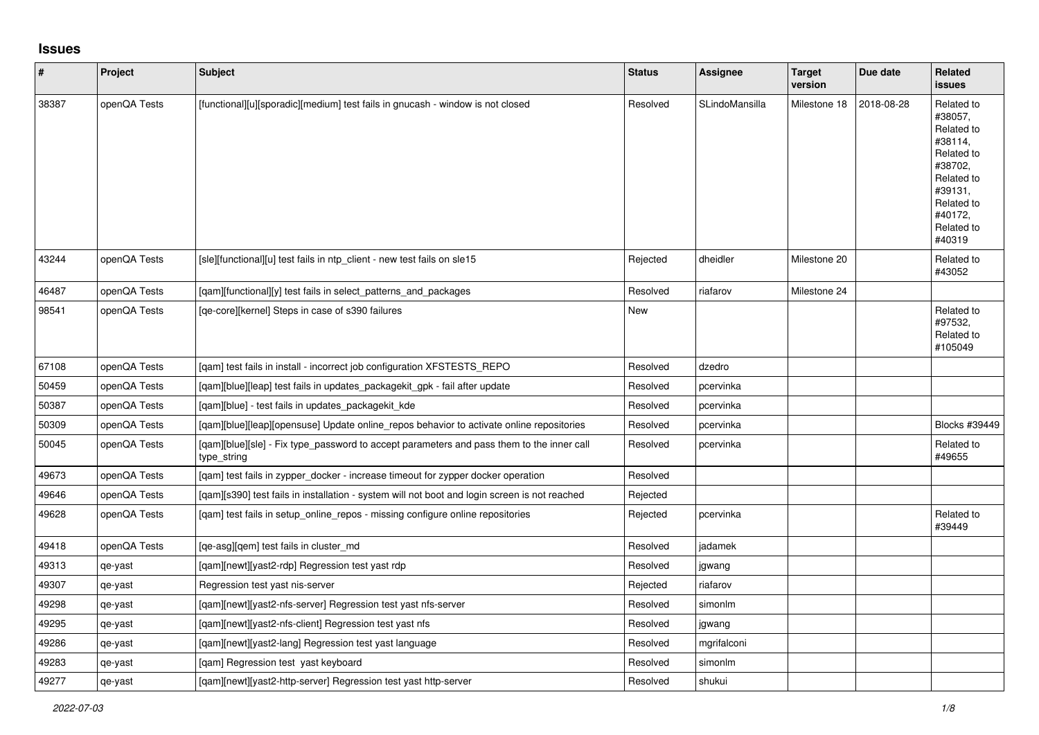## Issues

| # | Project | Subject | Status | Assignee | Target version | Due date | Related issues |
|---|---|---|---|---|---|---|---|
| 38387 | openQA Tests | [functional][u][sporadic][medium] test fails in gnucash - window is not closed | Resolved | SLindoMansilla | Milestone 18 | 2018-08-28 | Related to #38057, Related to #38114, Related to #38702, Related to #39131, Related to #40172, Related to #40319 |
| 43244 | openQA Tests | [sle][functional][u] test fails in ntp_client - new test fails on sle15 | Rejected | dheidler | Milestone 20 | | Related to #43052 |
| 46487 | openQA Tests | [qam][functional][y] test fails in select_patterns_and_packages | Resolved | riafarov | Milestone 24 | | |
| 98541 | openQA Tests | [qe-core][kernel] Steps in case of s390 failures | New | | | | Related to #97532, Related to #105049 |
| 67108 | openQA Tests | [qam] test fails in install - incorrect job configuration XFSTESTS_REPO | Resolved | dzedro | | | |
| 50459 | openQA Tests | [qam][blue][leap] test fails in updates_packagekit_gpk - fail after update | Resolved | pcervinka | | | |
| 50387 | openQA Tests | [qam][blue] - test fails in updates_packagekit_kde | Resolved | pcervinka | | | |
| 50309 | openQA Tests | [qam][blue][leap][opensuse] Update online_repos behavior to activate online repositories | Resolved | pcervinka | | | Blocks #39449 |
| 50045 | openQA Tests | [qam][blue][sle] - Fix type_password to accept parameters and pass them to the inner call type_string | Resolved | pcervinka | | | Related to #49655 |
| 49673 | openQA Tests | [qam] test fails in zypper_docker - increase timeout for zypper docker operation | Resolved | | | | |
| 49646 | openQA Tests | [qam][s390] test fails in installation - system will not boot and login screen is not reached | Rejected | | | | |
| 49628 | openQA Tests | [qam] test fails in setup_online_repos - missing configure online repositories | Rejected | pcervinka | | | Related to #39449 |
| 49418 | openQA Tests | [qe-asg][qem] test fails in cluster_md | Resolved | jadamek | | | |
| 49313 | qe-yast | [qam][newt][yast2-rdp] Regression test yast rdp | Resolved | jgwang | | | |
| 49307 | qe-yast | Regression test yast nis-server | Rejected | riafarov | | | |
| 49298 | qe-yast | [qam][newt][yast2-nfs-server] Regression test yast nfs-server | Resolved | simonlm | | | |
| 49295 | qe-yast | [qam][newt][yast2-nfs-client] Regression test yast nfs | Resolved | jgwang | | | |
| 49286 | qe-yast | [qam][newt][yast2-lang] Regression test yast language | Resolved | mgrifalconi | | | |
| 49283 | qe-yast | [qam] Regression test  yast keyboard | Resolved | simonlm | | | |
| 49277 | qe-yast | [qam][newt][yast2-http-server] Regression test yast http-server | Resolved | shukui | | | |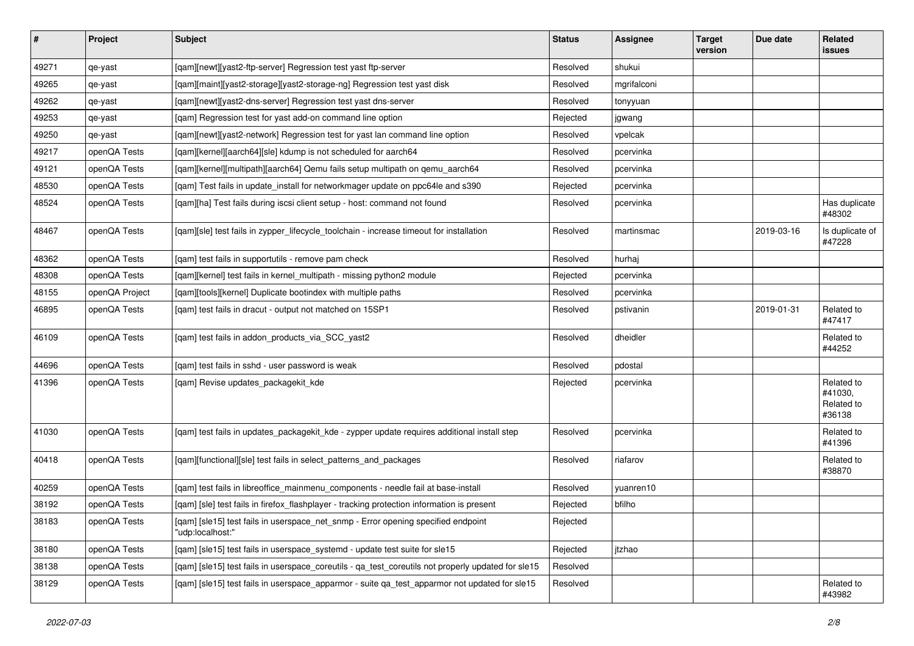| # | Project | Subject | Status | Assignee | Target version | Due date | Related issues |
|---|---|---|---|---|---|---|---|
| 49271 | qe-yast | [qam][newt][yast2-ftp-server] Regression test yast ftp-server | Resolved | shukui | | | |
| 49265 | qe-yast | [qam][maint][yast2-storage][yast2-storage-ng] Regression test yast disk | Resolved | mgrifalconi | | | |
| 49262 | qe-yast | [qam][newt][yast2-dns-server] Regression test yast dns-server | Resolved | tonyyuan | | | |
| 49253 | qe-yast | [qam] Regression test for yast add-on command line option | Rejected | jgwang | | | |
| 49250 | qe-yast | [qam][newt][yast2-network] Regression test for yast lan command line option | Resolved | vpelcak | | | |
| 49217 | openQA Tests | [qam][kernel][aarch64][sle] kdump is not scheduled for aarch64 | Resolved | pcervinka | | | |
| 49121 | openQA Tests | [qam][kernel][multipath][aarch64] Qemu fails setup multipath on qemu_aarch64 | Resolved | pcervinka | | | |
| 48530 | openQA Tests | [qam] Test fails in update_install for networkmager update on ppc64le and s390 | Rejected | pcervinka | | | |
| 48524 | openQA Tests | [qam][ha] Test fails during iscsi client setup - host: command not found | Resolved | pcervinka | | | Has duplicate #48302 |
| 48467 | openQA Tests | [qam][sle] test fails in zypper_lifecycle_toolchain - increase timeout for installation | Resolved | martinsmac | | 2019-03-16 | Is duplicate of #47228 |
| 48362 | openQA Tests | [qam] test fails in supportutils - remove pam check | Resolved | hurhaj | | | |
| 48308 | openQA Tests | [qam][kernel] test fails in kernel_multipath - missing python2 module | Rejected | pcervinka | | | |
| 48155 | openQA Project | [qam][tools][kernel] Duplicate bootindex with multiple paths | Resolved | pcervinka | | | |
| 46895 | openQA Tests | [qam] test fails in dracut - output not matched on 15SP1 | Resolved | pstivanin | | 2019-01-31 | Related to #47417 |
| 46109 | openQA Tests | [qam] test fails in addon_products_via_SCC_yast2 | Resolved | dheidler | | | Related to #44252 |
| 44696 | openQA Tests | [qam] test fails in sshd - user password is weak | Resolved | pdostal | | | |
| 41396 | openQA Tests | [qam] Revise updates_packagekit_kde | Rejected | pcervinka | | | Related to #41030, Related to #36138 |
| 41030 | openQA Tests | [qam] test fails in updates_packagekit_kde - zypper update requires additional install step | Resolved | pcervinka | | | Related to #41396 |
| 40418 | openQA Tests | [qam][functional][sle] test fails in select_patterns_and_packages | Resolved | riafarov | | | Related to #38870 |
| 40259 | openQA Tests | [qam] test fails in libreoffice_mainmenu_components - needle fail at base-install | Resolved | yuanren10 | | | |
| 38192 | openQA Tests | [qam] [sle] test fails in firefox_flashplayer - tracking protection information is present | Rejected | bfilho | | | |
| 38183 | openQA Tests | [qam] [sle15] test fails in userspace_net_snmp - Error opening specified endpoint "udp:localhost:" | Rejected | | | | |
| 38180 | openQA Tests | [qam] [sle15] test fails in userspace_systemd - update test suite for sle15 | Rejected | jtzhao | | | |
| 38138 | openQA Tests | [qam] [sle15] test fails in userspace_coreutils - qa_test_coreutils not properly updated for sle15 | Resolved | | | | |
| 38129 | openQA Tests | [qam] [sle15] test fails in userspace_apparmor - suite qa_test_apparmor not updated for sle15 | Resolved | | | | Related to #43982 |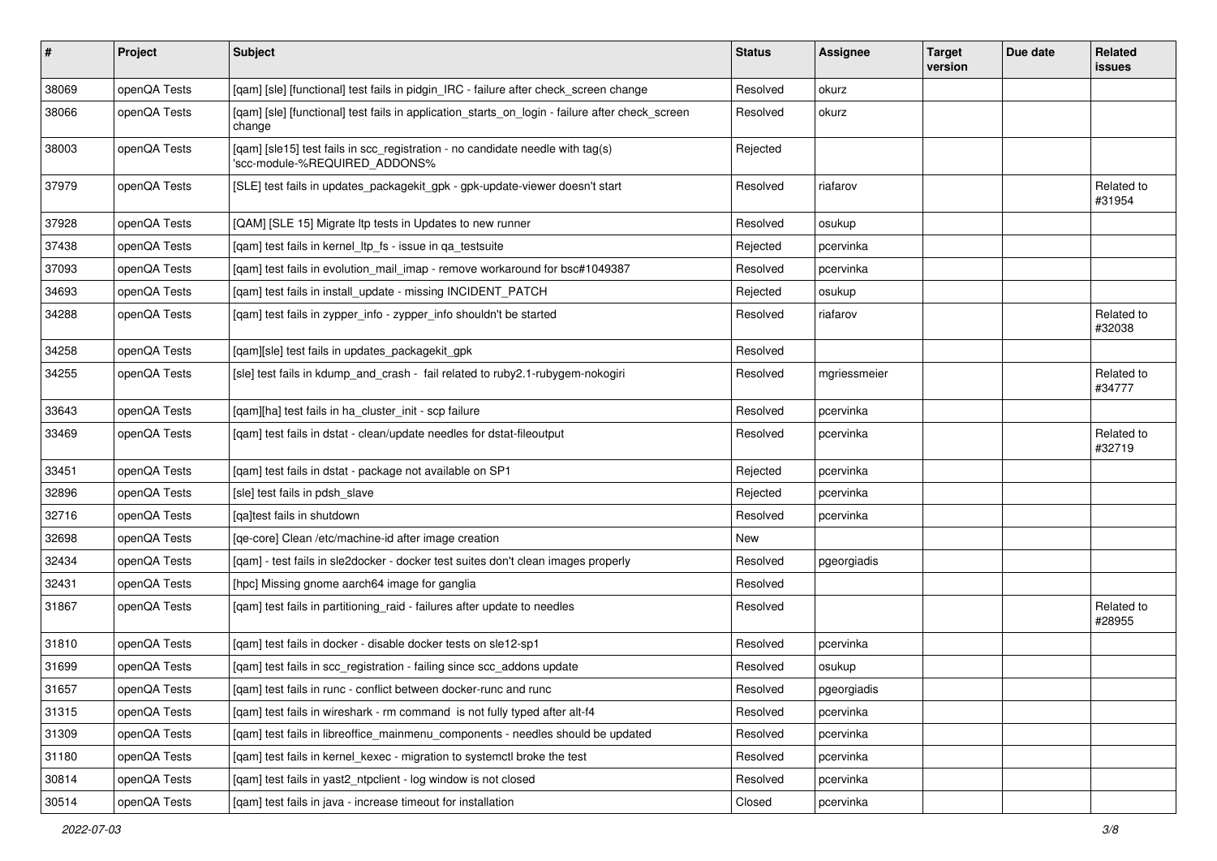| # | Project | Subject | Status | Assignee | Target version | Due date | Related issues |
|---|---|---|---|---|---|---|---|
| 38069 | openQA Tests | [qam] [sle] [functional] test fails in pidgin_IRC - failure after check_screen change | Resolved | okurz | | | |
| 38066 | openQA Tests | [qam] [sle] [functional] test fails in application_starts_on_login - failure after check_screen change | Resolved | okurz | | | |
| 38003 | openQA Tests | [qam] [sle15] test fails in scc_registration - no candidate needle with tag(s) 'scc-module-%REQUIRED_ADDONS% | Rejected | | | | |
| 37979 | openQA Tests | [SLE] test fails in updates_packagekit_gpk - gpk-update-viewer doesn't start | Resolved | riafarov | | | Related to #31954 |
| 37928 | openQA Tests | [QAM] [SLE 15] Migrate ltp tests in Updates to new runner | Resolved | osukup | | | |
| 37438 | openQA Tests | [qam] test fails in kernel_ltp_fs - issue in qa_testsuite | Rejected | pcervinka | | | |
| 37093 | openQA Tests | [qam] test fails in evolution_mail_imap - remove workaround for bsc#1049387 | Resolved | pcervinka | | | |
| 34693 | openQA Tests | [qam] test fails in install_update - missing INCIDENT_PATCH | Rejected | osukup | | | |
| 34288 | openQA Tests | [qam] test fails in zypper_info - zypper_info shouldn't be started | Resolved | riafarov | | | Related to #32038 |
| 34258 | openQA Tests | [qam][sle] test fails in updates_packagekit_gpk | Resolved | | | | |
| 34255 | openQA Tests | [sle] test fails in kdump_and_crash - fail related to ruby2.1-rubygem-nokogiri | Resolved | mgriessmeier | | | Related to #34777 |
| 33643 | openQA Tests | [qam][ha] test fails in ha_cluster_init - scp failure | Resolved | pcervinka | | | |
| 33469 | openQA Tests | [qam] test fails in dstat - clean/update needles for dstat-fileoutput | Resolved | pcervinka | | | Related to #32719 |
| 33451 | openQA Tests | [qam] test fails in dstat - package not available on SP1 | Rejected | pcervinka | | | |
| 32896 | openQA Tests | [sle] test fails in pdsh_slave | Rejected | pcervinka | | | |
| 32716 | openQA Tests | [qa]test fails in shutdown | Resolved | pcervinka | | | |
| 32698 | openQA Tests | [qe-core] Clean /etc/machine-id after image creation | New | | | | |
| 32434 | openQA Tests | [qam] - test fails in sle2docker - docker test suites don't clean images properly | Resolved | pgeorgiadis | | | |
| 32431 | openQA Tests | [hpc] Missing gnome aarch64 image for ganglia | Resolved | | | | |
| 31867 | openQA Tests | [qam] test fails in partitioning_raid - failures after update to needles | Resolved | | | | Related to #28955 |
| 31810 | openQA Tests | [qam] test fails in docker - disable docker tests on sle12-sp1 | Resolved | pcervinka | | | |
| 31699 | openQA Tests | [qam] test fails in scc_registration - failing since scc_addons update | Resolved | osukup | | | |
| 31657 | openQA Tests | [qam] test fails in runc - conflict between docker-runc and runc | Resolved | pgeorgiadis | | | |
| 31315 | openQA Tests | [qam] test fails in wireshark - rm command is not fully typed after alt-f4 | Resolved | pcervinka | | | |
| 31309 | openQA Tests | [qam] test fails in libreoffice_mainmenu_components - needles should be updated | Resolved | pcervinka | | | |
| 31180 | openQA Tests | [qam] test fails in kernel_kexec - migration to systemctl broke the test | Resolved | pcervinka | | | |
| 30814 | openQA Tests | [qam] test fails in yast2_ntpclient - log window is not closed | Resolved | pcervinka | | | |
| 30514 | openQA Tests | [qam] test fails in java - increase timeout for installation | Closed | pcervinka | | | |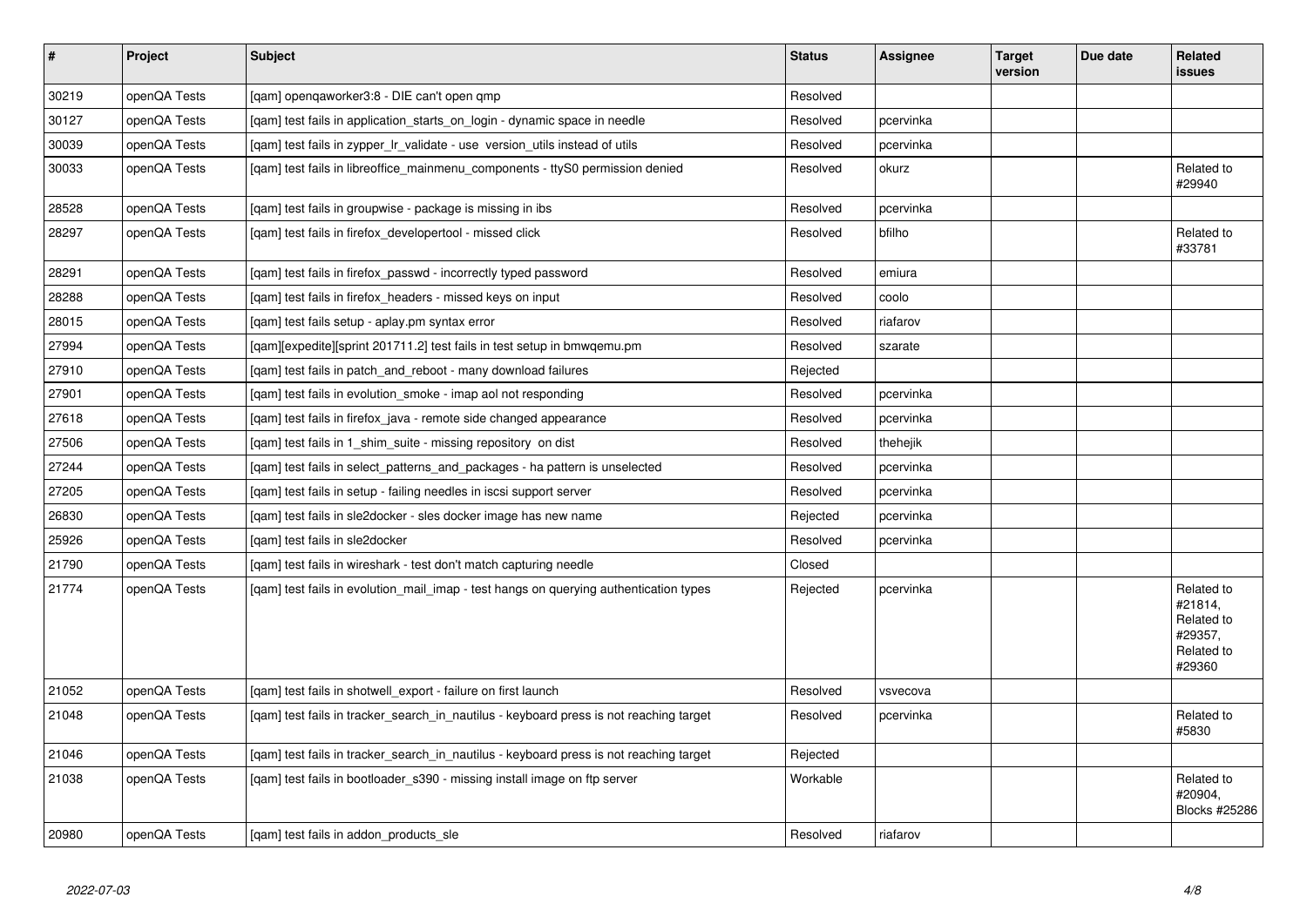| # | Project | Subject | Status | Assignee | Target version | Due date | Related issues |
|---|---|---|---|---|---|---|---|
| 30219 | openQA Tests | [qam] openqaworker3:8 - DIE can't open qmp | Resolved | | | | |
| 30127 | openQA Tests | [qam] test fails in application_starts_on_login - dynamic space in needle | Resolved | pcervinka | | | |
| 30039 | openQA Tests | [qam] test fails in zypper_lr_validate - use version_utils instead of utils | Resolved | pcervinka | | | |
| 30033 | openQA Tests | [qam] test fails in libreoffice_mainmenu_components - ttyS0 permission denied | Resolved | okurz | | | Related to #29940 |
| 28528 | openQA Tests | [qam] test fails in groupwise - package is missing in ibs | Resolved | pcervinka | | | |
| 28297 | openQA Tests | [qam] test fails in firefox_developertool - missed click | Resolved | bfilho | | | Related to #33781 |
| 28291 | openQA Tests | [qam] test fails in firefox_passwd - incorrectly typed password | Resolved | emiura | | | |
| 28288 | openQA Tests | [qam] test fails in firefox_headers - missed keys on input | Resolved | coolo | | | |
| 28015 | openQA Tests | [qam] test fails setup - aplay.pm syntax error | Resolved | riafarov | | | |
| 27994 | openQA Tests | [qam][expedite][sprint 201711.2] test fails in test setup in bmwqemu.pm | Resolved | szarate | | | |
| 27910 | openQA Tests | [qam] test fails in patch_and_reboot - many download failures | Rejected | | | | |
| 27901 | openQA Tests | [qam] test fails in evolution_smoke - imap aol not responding | Resolved | pcervinka | | | |
| 27618 | openQA Tests | [qam] test fails in firefox_java - remote side changed appearance | Resolved | pcervinka | | | |
| 27506 | openQA Tests | [qam] test fails in 1_shim_suite - missing repository on dist | Resolved | thehejik | | | |
| 27244 | openQA Tests | [qam] test fails in select_patterns_and_packages - ha pattern is unselected | Resolved | pcervinka | | | |
| 27205 | openQA Tests | [qam] test fails in setup - failing needles in iscsi support server | Resolved | pcervinka | | | |
| 26830 | openQA Tests | [qam] test fails in sle2docker - sles docker image has new name | Rejected | pcervinka | | | |
| 25926 | openQA Tests | [qam] test fails in sle2docker | Resolved | pcervinka | | | |
| 21790 | openQA Tests | [qam] test fails in wireshark - test don't match capturing needle | Closed | | | | |
| 21774 | openQA Tests | [qam] test fails in evolution_mail_imap - test hangs on querying authentication types | Rejected | pcervinka | | | Related to #21814, Related to #29357, Related to #29360 |
| 21052 | openQA Tests | [qam] test fails in shotwell_export - failure on first launch | Resolved | vsvecova | | | |
| 21048 | openQA Tests | [qam] test fails in tracker_search_in_nautilus - keyboard press is not reaching target | Resolved | pcervinka | | | Related to #5830 |
| 21046 | openQA Tests | [qam] test fails in tracker_search_in_nautilus - keyboard press is not reaching target | Rejected | | | | |
| 21038 | openQA Tests | [qam] test fails in bootloader_s390 - missing install image on ftp server | Workable | | | | Related to #20904, Blocks #25286 |
| 20980 | openQA Tests | [qam] test fails in addon_products_sle | Resolved | riafarov | | | |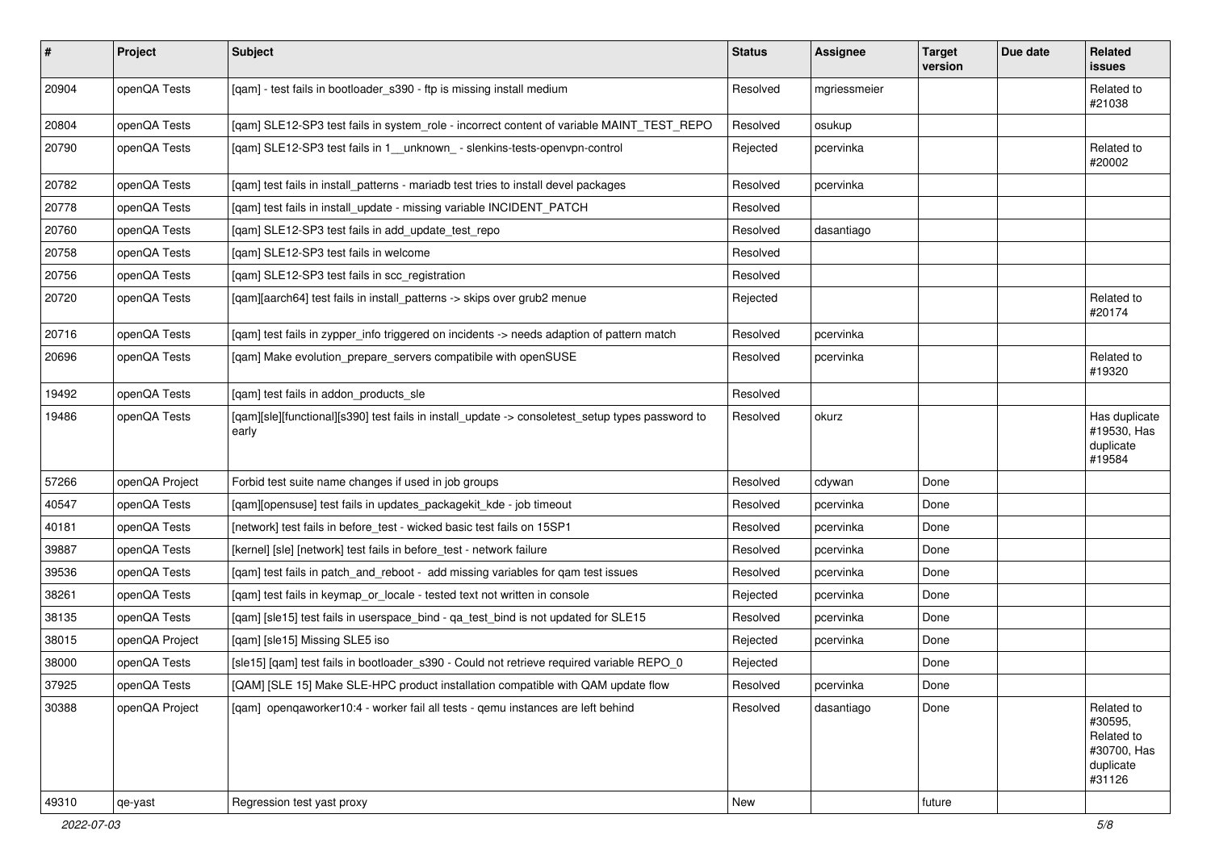| # | Project | Subject | Status | Assignee | Target version | Due date | Related issues |
|---|---|---|---|---|---|---|---|
| 20904 | openQA Tests | [qam] - test fails in bootloader_s390 - ftp is missing install medium | Resolved | mgriessmeier | | | Related to #21038 |
| 20804 | openQA Tests | [qam] SLE12-SP3 test fails in system_role - incorrect content of variable MAINT_TEST_REPO | Resolved | osukup | | | |
| 20790 | openQA Tests | [qam] SLE12-SP3 test fails in 1__unknown_ - slenkins-tests-openvpn-control | Rejected | pcervinka | | | Related to #20002 |
| 20782 | openQA Tests | [qam] test fails in install_patterns - mariadb test tries to install devel packages | Resolved | pcervinka | | | |
| 20778 | openQA Tests | [qam] test fails in install_update - missing variable INCIDENT_PATCH | Resolved | | | | |
| 20760 | openQA Tests | [qam] SLE12-SP3 test fails in add_update_test_repo | Resolved | dasantiago | | | |
| 20758 | openQA Tests | [qam] SLE12-SP3 test fails in welcome | Resolved | | | | |
| 20756 | openQA Tests | [qam] SLE12-SP3 test fails in scc_registration | Resolved | | | | |
| 20720 | openQA Tests | [qam][aarch64] test fails in install_patterns -> skips over grub2 menue | Rejected | | | | Related to #20174 |
| 20716 | openQA Tests | [qam] test fails in zypper_info triggered on incidents -> needs adaption of pattern match | Resolved | pcervinka | | | |
| 20696 | openQA Tests | [qam] Make evolution_prepare_servers compatibile with openSUSE | Resolved | pcervinka | | | Related to #19320 |
| 19492 | openQA Tests | [qam] test fails in addon_products_sle | Resolved | | | | |
| 19486 | openQA Tests | [qam][sle][functional][s390] test fails in install_update -> consoletest_setup types password to early | Resolved | okurz | | | Has duplicate #19530, Has duplicate #19584 |
| 57266 | openQA Project | Forbid test suite name changes if used in job groups | Resolved | cdywan | Done | | |
| 40547 | openQA Tests | [qam][opensuse] test fails in updates_packagekit_kde - job timeout | Resolved | pcervinka | Done | | |
| 40181 | openQA Tests | [network] test fails in before_test - wicked basic test fails on 15SP1 | Resolved | pcervinka | Done | | |
| 39887 | openQA Tests | [kernel] [sle] [network] test fails in before_test - network failure | Resolved | pcervinka | Done | | |
| 39536 | openQA Tests | [qam] test fails in patch_and_reboot - add missing variables for qam test issues | Resolved | pcervinka | Done | | |
| 38261 | openQA Tests | [qam] test fails in keymap_or_locale - tested text not written in console | Rejected | pcervinka | Done | | |
| 38135 | openQA Tests | [qam] [sle15] test fails in userspace_bind - qa_test_bind is not updated for SLE15 | Resolved | pcervinka | Done | | |
| 38015 | openQA Project | [qam] [sle15] Missing SLE5 iso | Rejected | pcervinka | Done | | |
| 38000 | openQA Tests | [sle15] [qam] test fails in bootloader_s390 - Could not retrieve required variable REPO_0 | Rejected | | Done | | |
| 37925 | openQA Tests | [QAM] [SLE 15] Make SLE-HPC product installation compatible with QAM update flow | Resolved | pcervinka | Done | | |
| 30388 | openQA Project | [qam] openqaworker10:4 - worker fail all tests - qemu instances are left behind | Resolved | dasantiago | Done | | Related to #30595, Related to #30700, Has duplicate #31126 |
| 49310 | qe-yast | Regression test yast proxy | New | | future | | |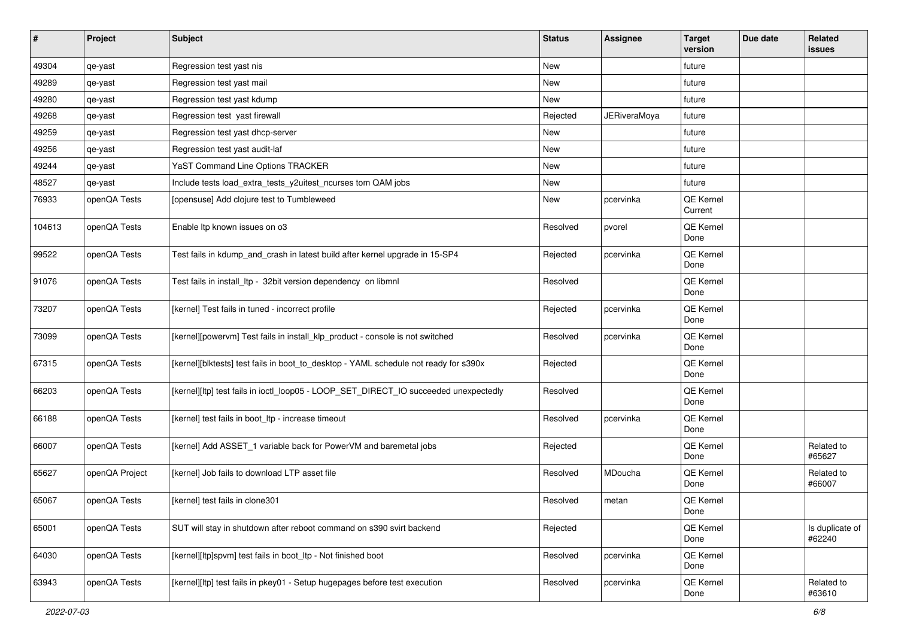| # | Project | Subject | Status | Assignee | Target version | Due date | Related issues |
|---|---|---|---|---|---|---|---|
| 49304 | qe-yast | Regression test yast nis | New | | future | | |
| 49289 | qe-yast | Regression test yast mail | New | | future | | |
| 49280 | qe-yast | Regression test yast kdump | New | | future | | |
| 49268 | qe-yast | Regression test  yast firewall | Rejected | JERiveraMoya | future | | |
| 49259 | qe-yast | Regression test yast dhcp-server | New | | future | | |
| 49256 | qe-yast | Regression test yast audit-laf | New | | future | | |
| 49244 | qe-yast | YaST Command Line Options TRACKER | New | | future | | |
| 48527 | qe-yast | Include tests load_extra_tests_y2uitest_ncurses tom QAM jobs | New | | future | | |
| 76933 | openQA Tests | [opensuse] Add clojure test to Tumbleweed | New | pcervinka | QE Kernel Current | | |
| 104613 | openQA Tests | Enable ltp known issues on o3 | Resolved | pvorel | QE Kernel Done | | |
| 99522 | openQA Tests | Test fails in kdump_and_crash in latest build after kernel upgrade in 15-SP4 | Rejected | pcervinka | QE Kernel Done | | |
| 91076 | openQA Tests | Test fails in install_ltp -  32bit version dependency  on libmnl | Resolved | | QE Kernel Done | | |
| 73207 | openQA Tests | [kernel] Test fails in tuned - incorrect profile | Rejected | pcervinka | QE Kernel Done | | |
| 73099 | openQA Tests | [kernel][powervm] Test fails in install_klp_product - console is not switched | Resolved | pcervinka | QE Kernel Done | | |
| 67315 | openQA Tests | [kernel][blktests] test fails in boot_to_desktop - YAML schedule not ready for s390x | Rejected | | QE Kernel Done | | |
| 66203 | openQA Tests | [kernel][ltp] test fails in ioctl_loop05 - LOOP_SET_DIRECT_IO succeeded unexpectedly | Resolved | | QE Kernel Done | | |
| 66188 | openQA Tests | [kernel] test fails in boot_ltp - increase timeout | Resolved | pcervinka | QE Kernel Done | | |
| 66007 | openQA Tests | [kernel] Add ASSET_1 variable back for PowerVM and baremetal jobs | Rejected | | QE Kernel Done | | Related to #65627 |
| 65627 | openQA Project | [kernel] Job fails to download LTP asset file | Resolved | MDoucha | QE Kernel Done | | Related to #66007 |
| 65067 | openQA Tests | [kernel] test fails in clone301 | Resolved | metan | QE Kernel Done | | |
| 65001 | openQA Tests | SUT will stay in shutdown after reboot command on s390 svirt backend | Rejected | | QE Kernel Done | | Is duplicate of #62240 |
| 64030 | openQA Tests | [kernel][ltp]spvm] test fails in boot_ltp - Not finished boot | Resolved | pcervinka | QE Kernel Done | | |
| 63943 | openQA Tests | [kernel][ltp] test fails in pkey01 - Setup hugepages before test execution | Resolved | pcervinka | QE Kernel Done | | Related to #63610 |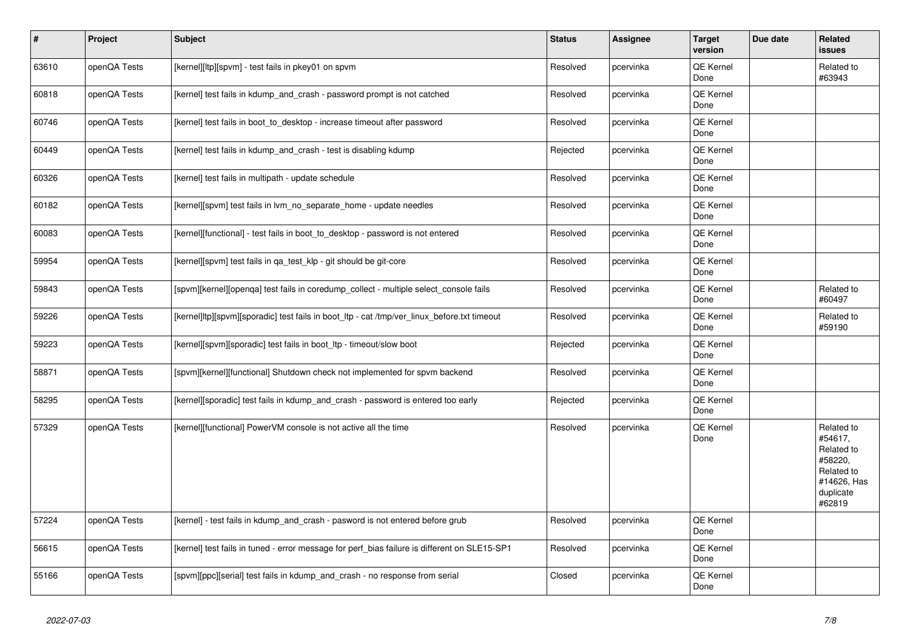| # | Project | Subject | Status | Assignee | Target version | Due date | Related issues |
|---|---|---|---|---|---|---|---|
| 63610 | openQA Tests | [kernel][ltp][spvm] - test fails in pkey01 on spvm | Resolved | pcervinka | QE Kernel Done | | Related to #63943 |
| 60818 | openQA Tests | [kernel] test fails in kdump_and_crash - password prompt is not catched | Resolved | pcervinka | QE Kernel Done | | |
| 60746 | openQA Tests | [kernel] test fails in boot_to_desktop - increase timeout after password | Resolved | pcervinka | QE Kernel Done | | |
| 60449 | openQA Tests | [kernel] test fails in kdump_and_crash - test is disabling kdump | Rejected | pcervinka | QE Kernel Done | | |
| 60326 | openQA Tests | [kernel] test fails in multipath - update schedule | Resolved | pcervinka | QE Kernel Done | | |
| 60182 | openQA Tests | [kernel][spvm] test fails in lvm_no_separate_home - update needles | Resolved | pcervinka | QE Kernel Done | | |
| 60083 | openQA Tests | [kernel][functional] - test fails in boot_to_desktop - password is not entered | Resolved | pcervinka | QE Kernel Done | | |
| 59954 | openQA Tests | [kernel][spvm] test fails in qa_test_klp - git should be git-core | Resolved | pcervinka | QE Kernel Done | | |
| 59843 | openQA Tests | [spvm][kernel][openqa] test fails in coredump_collect - multiple select_console fails | Resolved | pcervinka | QE Kernel Done | | Related to #60497 |
| 59226 | openQA Tests | [kernel]ltp][spvm][sporadic] test fails in boot_ltp - cat /tmp/ver_linux_before.txt timeout | Resolved | pcervinka | QE Kernel Done | | Related to #59190 |
| 59223 | openQA Tests | [kernel][spvm][sporadic] test fails in boot_ltp - timeout/slow boot | Rejected | pcervinka | QE Kernel Done | | |
| 58871 | openQA Tests | [spvm][kernel][functional] Shutdown check not implemented for spvm backend | Resolved | pcervinka | QE Kernel Done | | |
| 58295 | openQA Tests | [kernel][sporadic] test fails in kdump_and_crash - password is entered too early | Rejected | pcervinka | QE Kernel Done | | |
| 57329 | openQA Tests | [kernel][functional] PowerVM console is not active all the time | Resolved | pcervinka | QE Kernel Done | | Related to #54617, Related to #58220, Related to #14626, Has duplicate #62819 |
| 57224 | openQA Tests | [kernel] - test fails in kdump_and_crash - pasword is not entered before grub | Resolved | pcervinka | QE Kernel Done | | |
| 56615 | openQA Tests | [kernel] test fails in tuned - error message for perf_bias failure is different on SLE15-SP1 | Resolved | pcervinka | QE Kernel Done | | |
| 55166 | openQA Tests | [spvm][ppc][serial] test fails in kdump_and_crash - no response from serial | Closed | pcervinka | QE Kernel Done | | |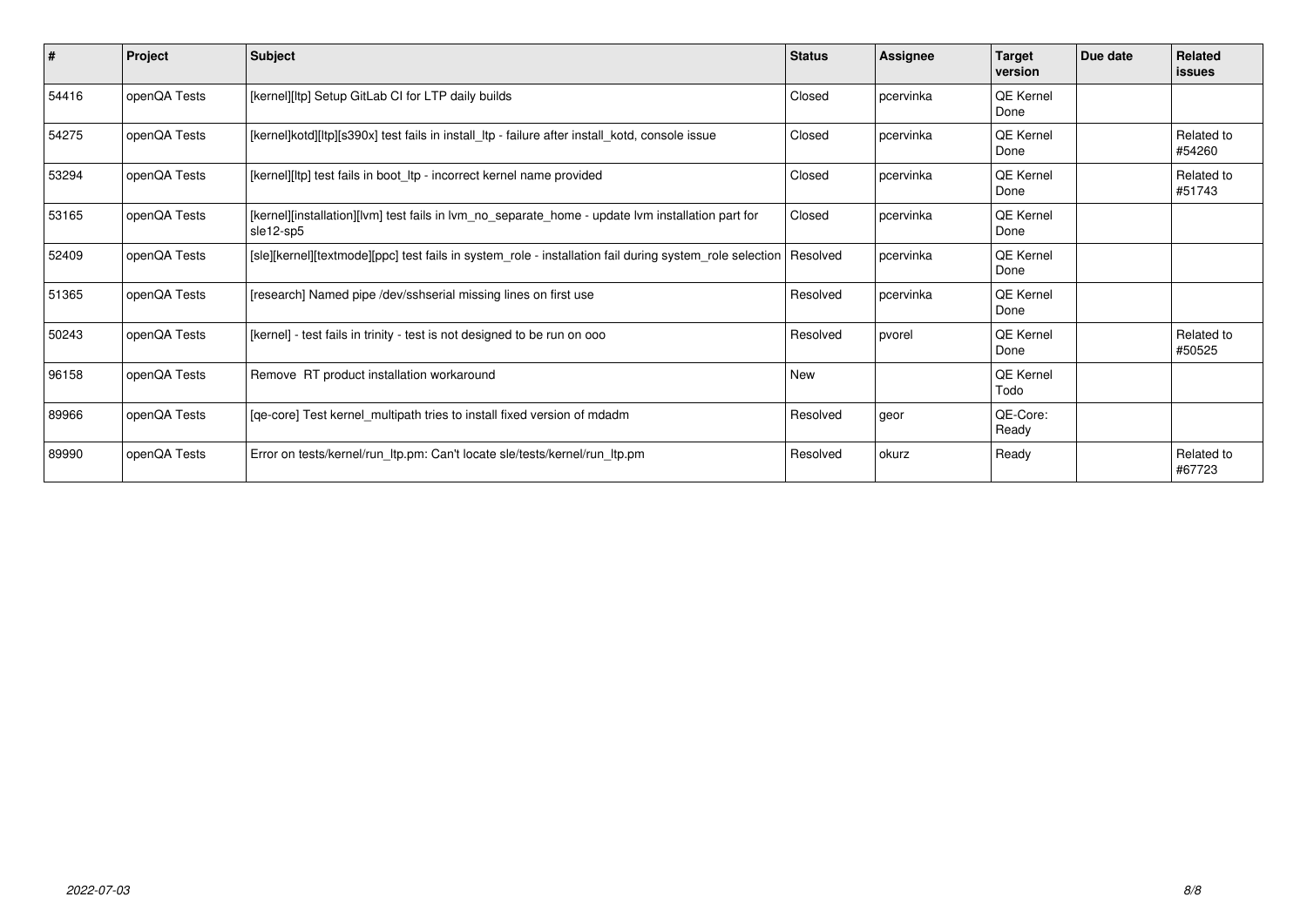| # | Project | Subject | Status | Assignee | Target version | Due date | Related issues |
|---|---|---|---|---|---|---|---|
| 54416 | openQA Tests | [kernel][ltp] Setup GitLab CI for LTP daily builds | Closed | pcervinka | QE Kernel Done | | |
| 54275 | openQA Tests | [kernel]kotd][ltp][s390x] test fails in install_ltp - failure after install_kotd, console issue | Closed | pcervinka | QE Kernel Done | | Related to #54260 |
| 53294 | openQA Tests | [kernel][ltp] test fails in boot_ltp - incorrect kernel name provided | Closed | pcervinka | QE Kernel Done | | Related to #51743 |
| 53165 | openQA Tests | [kernel][installation][lvm] test fails in lvm_no_separate_home - update lvm installation part for sle12-sp5 | Closed | pcervinka | QE Kernel Done | | |
| 52409 | openQA Tests | [sle][kernel][textmode][ppc] test fails in system_role - installation fail during system_role selection | Resolved | pcervinka | QE Kernel Done | | |
| 51365 | openQA Tests | [research] Named pipe /dev/sshserial missing lines on first use | Resolved | pcervinka | QE Kernel Done | | |
| 50243 | openQA Tests | [kernel] - test fails in trinity - test is not designed to be run on ooo | Resolved | pvorel | QE Kernel Done | | Related to #50525 |
| 96158 | openQA Tests | Remove RT product installation workaround | New | | QE Kernel Todo | | |
| 89966 | openQA Tests | [qe-core] Test kernel_multipath tries to install fixed version of mdadm | Resolved | geor | QE-Core: Ready | | |
| 89990 | openQA Tests | Error on tests/kernel/run_ltp.pm: Can't locate sle/tests/kernel/run_ltp.pm | Resolved | okurz | Ready | | Related to #67723 |